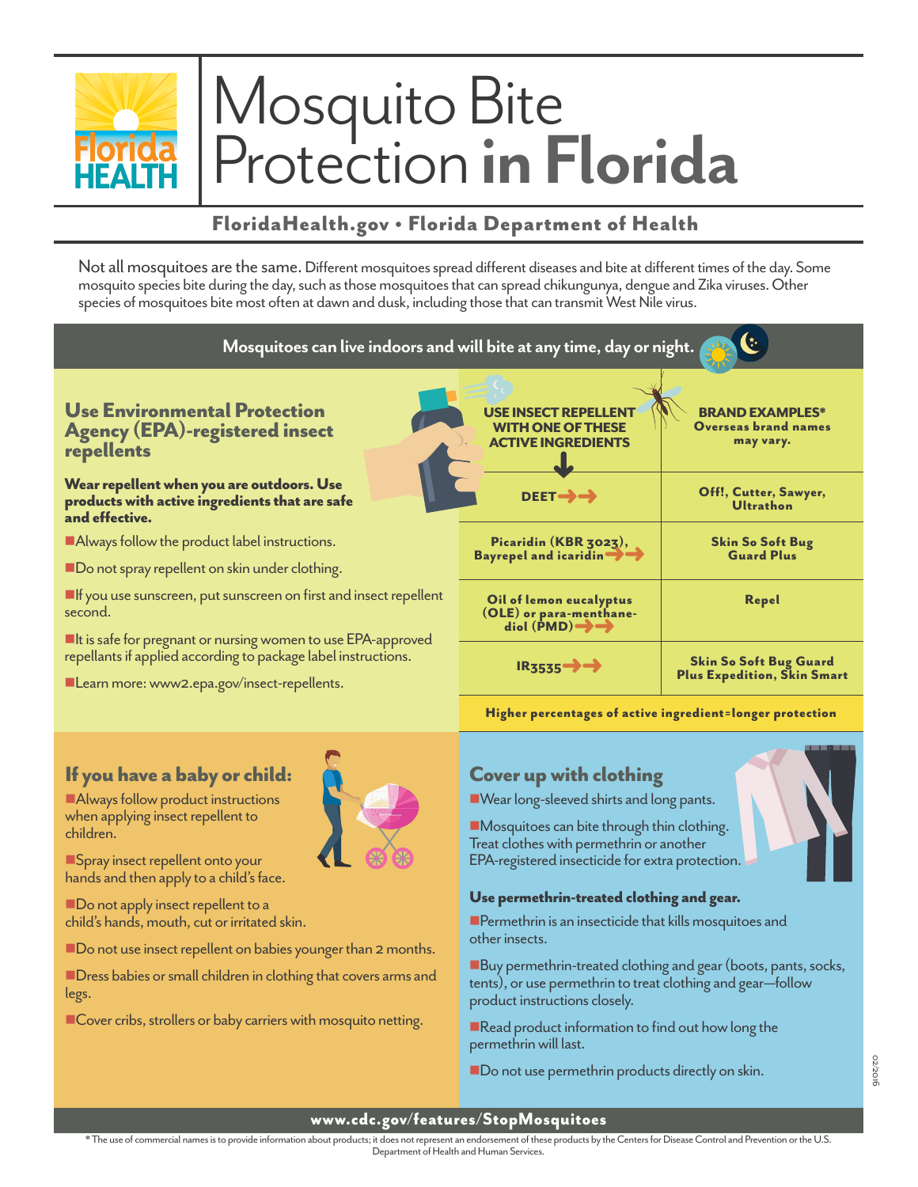# Mosquito Bite Protection **in Florida**

**FloridaHealth.gov • Florida Department of Health**

Not all mosquitoes are the same. Different mosquitoes spread different diseases and bite at different times of the day. Some mosquito species bite during the day, such as those mosquitoes that can spread chikungunya, dengue and Zika viruses. Other species of mosquitoes bite most often at dawn and dusk, including those that can transmit West Nile virus.

**Mosquitoes can live indoors and will bite at any time, day or night.**

## Use Environmental Protection Agency (EPA)-registered insect repellents

**Wear repellent when you are outdoors. Use products with active ingredients that are safe and effective.**

- Always follow the product label instructions.
- Do not spray repellent on skin under clothing.
- If you use sunscreen, put sunscreen on first and insect repellent second.
- It is safe for pregnant or nursing women to use EPA-approved repellants if applied according to package label instructions.
- Learn more: www2.epa.gov/insect-repellents.

| USE INSECT REPELLENT WITH ONE OF THESE ACTIVE INGREDIENTS | BRAND EXAMPLES* Overseas brand names may vary. |
|---|---|
| DEET | Off!, Cutter, Sawyer, Ultrathon |
| Picaridin (KBR 3023), Bayrepel and icaridin | Skin So Soft Bug Guard Plus |
| Oil of lemon eucalyptus (OLE) or para-menthane-diol (PMD) | Repel |
| IR3535 | Skin So Soft Bug Guard Plus Expedition, Skin Smart |

**Higher percentages of active ingredient=longer protection**

## If you have a baby or child:

- Always follow product instructions when applying insect repellent to children.
- Spray insect repellent onto your hands and then apply to a child's face.
- Do not apply insect repellent to a child's hands, mouth, cut or irritated skin.
- Do not use insect repellent on babies younger than 2 months.
- Dress babies or small children in clothing that covers arms and legs.
- Cover cribs, strollers or baby carriers with mosquito netting.

## Cover up with clothing

- Wear long-sleeved shirts and long pants.
- Mosquitoes can bite through thin clothing. Treat clothes with permethrin or another EPA-registered insecticide for extra protection.

### Use permethrin-treated clothing and gear.

- Permethrin is an insecticide that kills mosquitoes and other insects.
- Buy permethrin-treated clothing and gear (boots, pants, socks, tents), or use permethrin to treat clothing and gear—follow product instructions closely.
- Read product information to find out how long the permethrin will last.
- Do not use permethrin products directly on skin.

02/2016

**www.cdc.gov/features/StopMosquitoes**

* The use of commercial names is to provide information about products; it does not represent an endorsement of these products by the Centers for Disease Control and Prevention or the U.S. Department of Health and Human Services.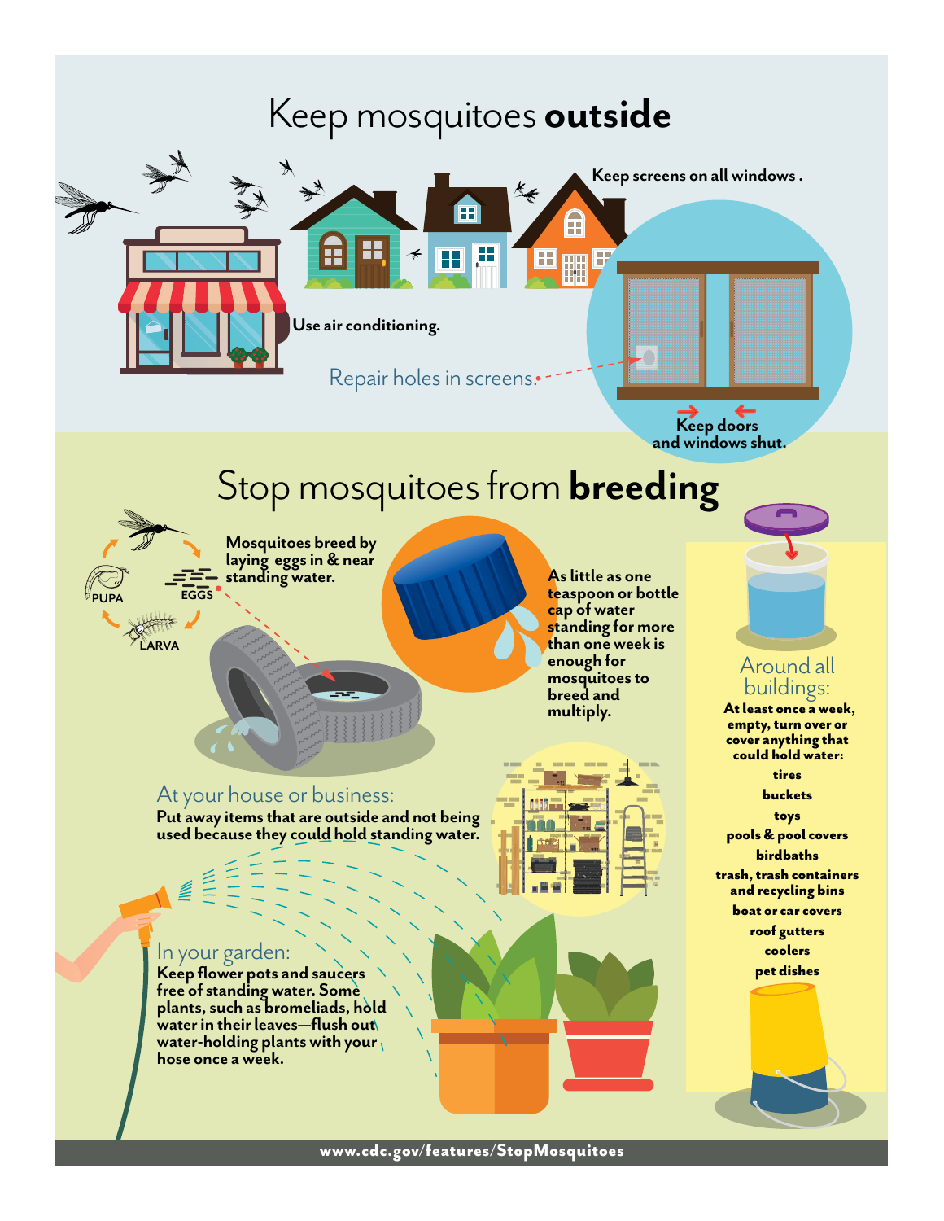# Keep mosquitoes **outside**

**Keep screens on all windows .**

**Use air conditioning.**

Repair holes in screens.

**Keep doors and windows shut.**

# Stop mosquitoes from **breeding**

**Mosquitoes breed by laying eggs in & near standing water.**

EGGS

LARVA

PUPA

**As little as one teaspoon or bottle cap of water standing for more than one week is enough for mosquitoes to breed and multiply.**

## At your house or business:

**Put away items that are outside and not being used because they could hold standing water.**

## In your garden:

**Keep flower pots and saucers free of standing water. Some plants, such as bromeliads, hold water in their leaves—flush out water-holding plants with your hose once a week.**

## Around all buildings:

**At least once a week, empty, turn over or cover anything that could hold water:**

- **tires**
- **buckets**
- **toys**
- **pools & pool covers**
- **birdbaths**
- **trash, trash containers and recycling bins**
- **boat or car covers**
- **roof gutters**
- **coolers**
- **pet dishes**

**www.cdc.gov/features/StopMosquitoes**